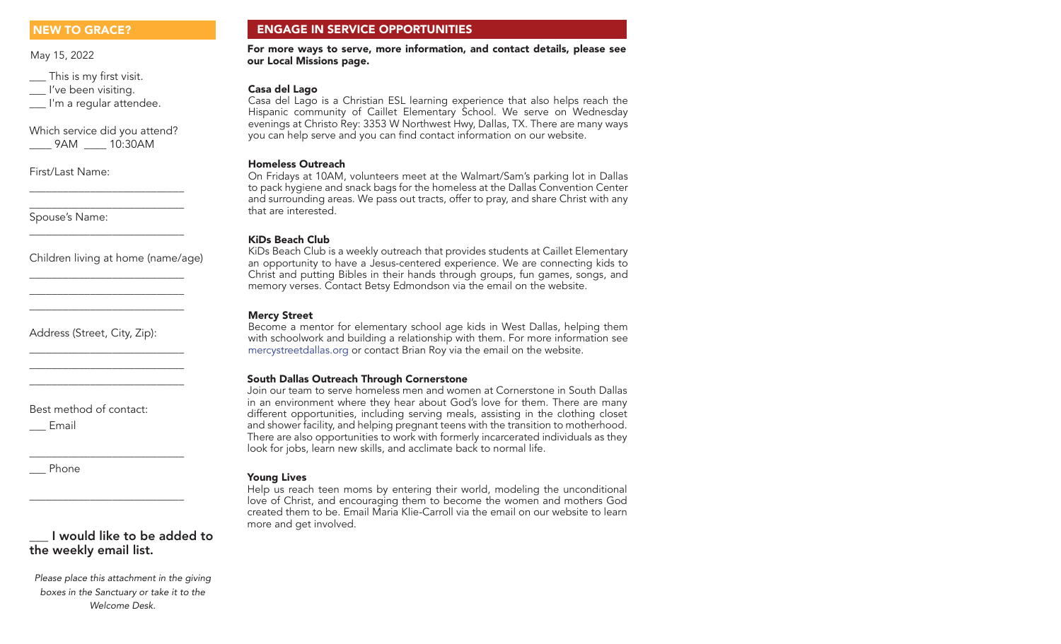## NEW TO GRACE?

May 15, 2022

___ This is my first visit.
___ I've been visiting.
___ I'm a regular attendee.

Which service did you attend?
____ 9AM ____ 10:30AM

First/Last Name:

___________________________

___________________________

Spouse's Name:

___________________________

Children living at home (name/age)

___________________________

___________________________

___________________________

Address (Street, City, Zip):

___________________________

___________________________

___________________________

Best method of contact:

___ Email

___________________________

___ Phone

___________________________

**___ I would like to be added to the weekly email list.**

*Please place this attachment in the giving boxes in the Sanctuary or take it to the Welcome Desk.*

## ENGAGE IN SERVICE OPPORTUNITIES

**For more ways to serve, more information, and contact details, please see our Local Missions page.**

**Casa del Lago**
Casa del Lago is a Christian ESL learning experience that also helps reach the Hispanic community of Caillet Elementary School. We serve on Wednesday evenings at Christo Rey: 3353 W Northwest Hwy, Dallas, TX. There are many ways you can help serve and you can find contact information on our website.

**Homeless Outreach**
On Fridays at 10AM, volunteers meet at the Walmart/Sam's parking lot in Dallas to pack hygiene and snack bags for the homeless at the Dallas Convention Center and surrounding areas. We pass out tracts, offer to pray, and share Christ with any that are interested.

**KiDs Beach Club**
KiDs Beach Club is a weekly outreach that provides students at Caillet Elementary an opportunity to have a Jesus-centered experience. We are connecting kids to Christ and putting Bibles in their hands through groups, fun games, songs, and memory verses. Contact Betsy Edmondson via the email on the website.

**Mercy Street**
Become a mentor for elementary school age kids in West Dallas, helping them with schoolwork and building a relationship with them. For more information see mercystreetdallas.org or contact Brian Roy via the email on the website.

**South Dallas Outreach Through Cornerstone**
Join our team to serve homeless men and women at Cornerstone in South Dallas in an environment where they hear about God's love for them. There are many different opportunities, including serving meals, assisting in the clothing closet and shower facility, and helping pregnant teens with the transition to motherhood. There are also opportunities to work with formerly incarcerated individuals as they look for jobs, learn new skills, and acclimate back to normal life.

**Young Lives**
Help us reach teen moms by entering their world, modeling the unconditional love of Christ, and encouraging them to become the women and mothers God created them to be. Email Maria Klie-Carroll via the email on our website to learn more and get involved.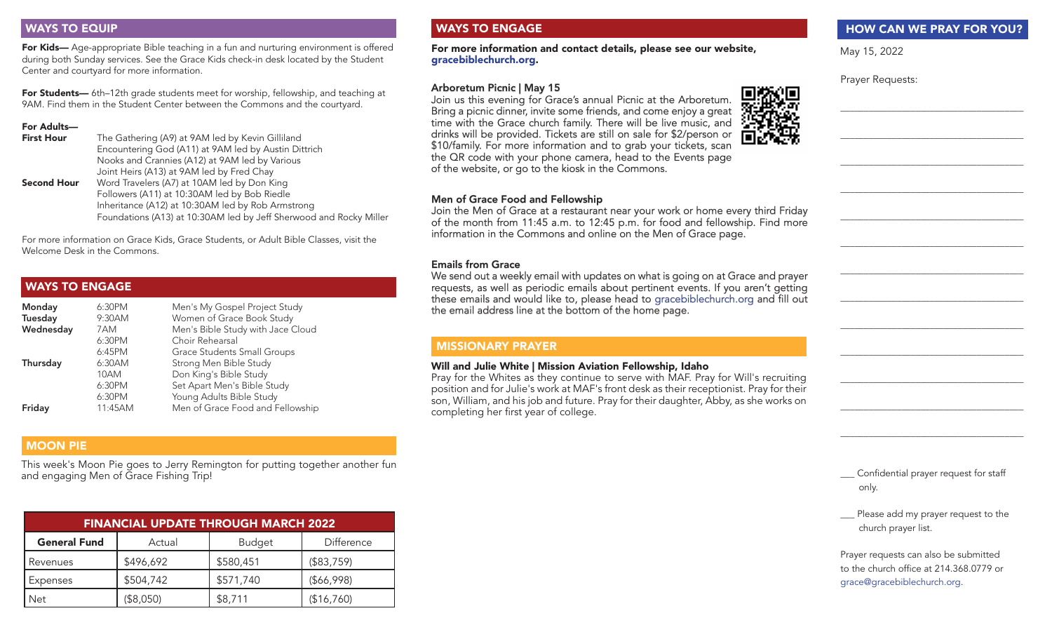## WAYS TO EQUIP

**For Kids—** Age-appropriate Bible teaching in a fun and nurturing environment is offered during both Sunday services. See the Grace Kids check-in desk located by the Student Center and courtyard for more information.

**For Students—** 6th–12th grade students meet for worship, fellowship, and teaching at 9AM. Find them in the Student Center between the Commons and the courtyard.

**For Adults—**

| | |
|---|---|
| **First Hour** | The Gathering (A9) at 9AM led by Kevin Gilliland |
| | Encountering God (A11) at 9AM led by Austin Dittrich |
| | Nooks and Crannies (A12) at 9AM led by Various |
| | Joint Heirs (A13) at 9AM led by Fred Chay |
| **Second Hour** | Word Travelers (A7) at 10AM led by Don King |
| | Followers (A11) at 10:30AM led by Bob Riedle |
| | Inheritance (A12) at 10:30AM led by Rob Armstrong |
| | Foundations (A13) at 10:30AM led by Jeff Sherwood and Rocky Miller |

For more information on Grace Kids, Grace Students, or Adult Bible Classes, visit the Welcome Desk in the Commons.

## WAYS TO ENGAGE

| | | |
|---|---|---|
| **Monday** | 6:30PM | Men's My Gospel Project Study |
| **Tuesday** | 9:30AM | Women of Grace Book Study |
| **Wednesday** | 7AM | Men's Bible Study with Jace Cloud |
| | 6:30PM | Choir Rehearsal |
| | 6:45PM | Grace Students Small Groups |
| **Thursday** | 6:30AM | Strong Men Bible Study |
| | 10AM | Don King's Bible Study |
| | 6:30PM | Set Apart Men's Bible Study |
| | 6:30PM | Young Adults Bible Study |
| **Friday** | 11:45AM | Men of Grace Food and Fellowship |

## MOON PIE

This week's Moon Pie goes to Jerry Remington for putting together another fun and engaging Men of Grace Fishing Trip!

| FINANCIAL UPDATE THROUGH MARCH 2022 | | | |
|---|---|---|---|
| **General Fund** | Actual | Budget | Difference |
| Revenues | $496,692 | $580,451 | ($83,759) |
| Expenses | $504,742 | $571,740 | ($66,998) |
| Net | ($8,050) | $8,711 | ($16,760) |

## WAYS TO ENGAGE

**For more information and contact details, please see our website, gracebiblechurch.org.**

### Arboretum Picnic | May 15

Join us this evening for Grace's annual Picnic at the Arboretum. Bring a picnic dinner, invite some friends, and come enjoy a great time with the Grace church family. There will be live music, and drinks will be provided. Tickets are still on sale for $2/person or $10/family. For more information and to grab your tickets, scan the QR code with your phone camera, head to the Events page of the website, or go to the kiosk in the Commons.

### Men of Grace Food and Fellowship

Join the Men of Grace at a restaurant near your work or home every third Friday of the month from 11:45 a.m. to 12:45 p.m. for food and fellowship. Find more information in the Commons and online on the Men of Grace page.

### Emails from Grace

We send out a weekly email with updates on what is going on at Grace and prayer requests, as well as periodic emails about pertinent events. If you aren't getting these emails and would like to, please head to gracebiblechurch.org and fill out the email address line at the bottom of the home page.

## MISSIONARY PRAYER

### Will and Julie White | Mission Aviation Fellowship, Idaho

Pray for the Whites as they continue to serve with MAF. Pray for Will's recruiting position and for Julie's work at MAF's front desk as their receptionist. Pray for their son, William, and his job and future. Pray for their daughter, Abby, as she works on completing her first year of college.

## HOW CAN WE PRAY FOR YOU?

May 15, 2022

Prayer Requests:

___ Confidential prayer request for staff only.

___ Please add my prayer request to the church prayer list.

Prayer requests can also be submitted to the church office at 214.368.0779 or grace@gracebiblechurch.org.